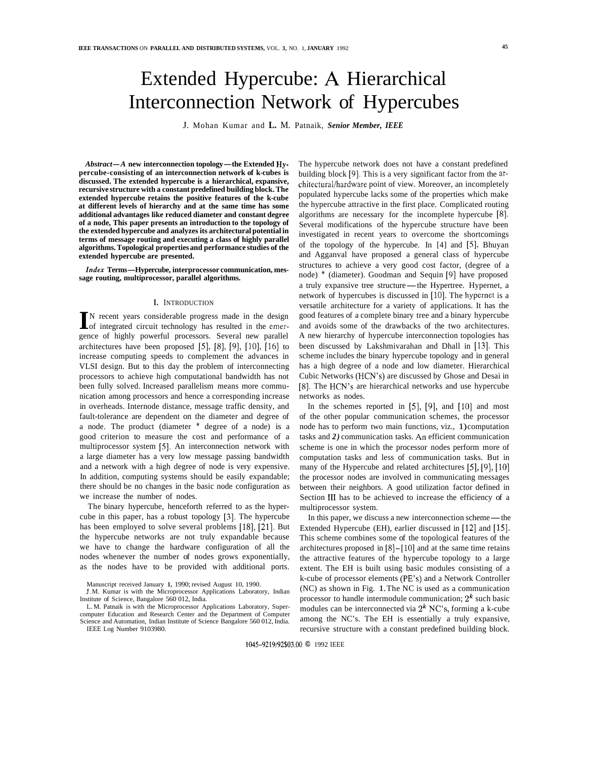# Extended Hypercube: A Hierarchical Interconnection Network of Hypercubes

J. Mohan Kumar and L. M. Patnaik, *Senior Member, IEEE*

***Abstract*—A new interconnection topology—the Extended Hypercube-consisting of an interconnection network of k-cubes is discussed. The extended hypercube is a hierarchical, expansive, recursive structure with a constant predefined building block. The extended hypercube retains the positive features of the k-cube at different levels of hierarchy and at the same time has some additional advantages like reduced diameter and constant degree of a node, This paper presents an introduction to the topology of the extended hypercube and analyzes its architectural potential in terms of message routing and executing a class of highly parallel algorithms. Topological properties and performance studies of the extended hypercube are presented.**

***Index Terms*—Hypercube, interprocessor communication, message routing, multiprocessor, parallel algorithms.**

## I. Introduction

In recent years considerable progress made in the design of integrated circuit technology has resulted in the emergence of highly powerful processors. Several new parallel architectures have been proposed [5], [8], [9], [10], [16] to increase computing speeds to complement the advances in VLSI design. But to this day the problem of interconnecting processors to achieve high computational bandwidth has not been fully solved. Increased parallelism means more communication among processors and hence a corresponding increase in overheads. Internode distance, message traffic density, and fault-tolerance are dependent on the diameter and degree of a node. The product (diameter * degree of a node) is a good criterion to measure the cost and performance of a multiprocessor system [5]. An interconnection network with a large diameter has a very low message passing bandwidth and a network with a high degree of node is very expensive. In addition, computing systems should be easily expandable; there should be no changes in the basic node configuration as we increase the number of nodes.

The binary hypercube, henceforth referred to as the hypercube in this paper, has a robust topology [3]. The hypercube has been employed to solve several problems [18], [21]. But the hypercube networks are not truly expandable because we have to change the hardware configuration of all the nodes whenever the number of nodes grows exponentially, as the nodes have to be provided with additional ports. The hypercube network does not have a constant predefined building block [9]. This is a very significant factor from the architectural/hardware point of view. Moreover, an incompletely populated hypercube lacks some of the properties which make the hypercube attractive in the first place. Complicated routing algorithms are necessary for the incomplete hypercube [8]. Several modifications of the hypercube structure have been investigated in recent years to overcome the shortcomings of the topology of the hypercube. In [4] and [5], Bhuyan and Agganval have proposed a general class of hypercube structures to achieve a very good cost factor, (degree of a node) * (diameter). Goodman and Sequin [9] have proposed a truly expansive tree structure—the Hypertree. Hypernet, a network of hypercubes is discussed in [10]. The hypernet is a versatile architecture for a variety of applications. It has the good features of a complete binary tree and a binary hypercube and avoids some of the drawbacks of the two architectures. A new hierarchy of hypercube interconnection topologies has been discussed by Lakshmivarahan and Dhall in [13]. This scheme includes the binary hypercube topology and in general has a high degree of a node and low diameter. Hierarchical Cubic Networks (HCN's) are discussed by Ghose and Desai in [8]. The HCN's are hierarchical networks and use hypercube networks as nodes.

In the schemes reported in [5], [9], and [10] and most of the other popular communication schemes, the processor node has to perform two main functions, viz., 1) computation tasks and *2)* communication tasks. An efficient communication scheme is one in which the processor nodes perform more of computation tasks and less of communication tasks. But in many of the Hypercube and related architectures [5], [9], [10] the processor nodes are involved in communicating messages between their neighbors. A good utilization factor defined in Section III has to be achieved to increase the efficiency of a multiprocessor system.

In this paper, we discuss a new interconnection scheme—the Extended Hypercube (EH), earlier discussed in [12] and [15]. This scheme combines some of the topological features of the architectures proposed in [8]–[10] and at the same time retains the attractive features of the hypercube topology to a large extent. The EH is built using basic modules consisting of a k-cube of processor elements (PE's) and a Network Controller (NC) as shown in Fig. 1. The NC is used as a communication processor to handle intermodule communication; $2^k$ such basic modules can be interconnected via $2^k$ NC's, forming a k-cube among the NC's. The EH is essentially a truly expansive, recursive structure with a constant predefined building block.

Manuscript received January 1, 1990; revised August 10, 1990.

J. M. Kumar is with the Microprocessor Applications Laboratory, Indian Institute of Science, Bangalore 560 012, India.

L. M. Patnaik is with the Microprocessor Applications Laboratory, Supercomputer Education and Research Center and the Department of Computer Science and Automation, Indian Institute of Science Bangalore 560 012, India.

IEEE Log Number 9103980.

1045-9219/92$03.00 © 1992 IEEE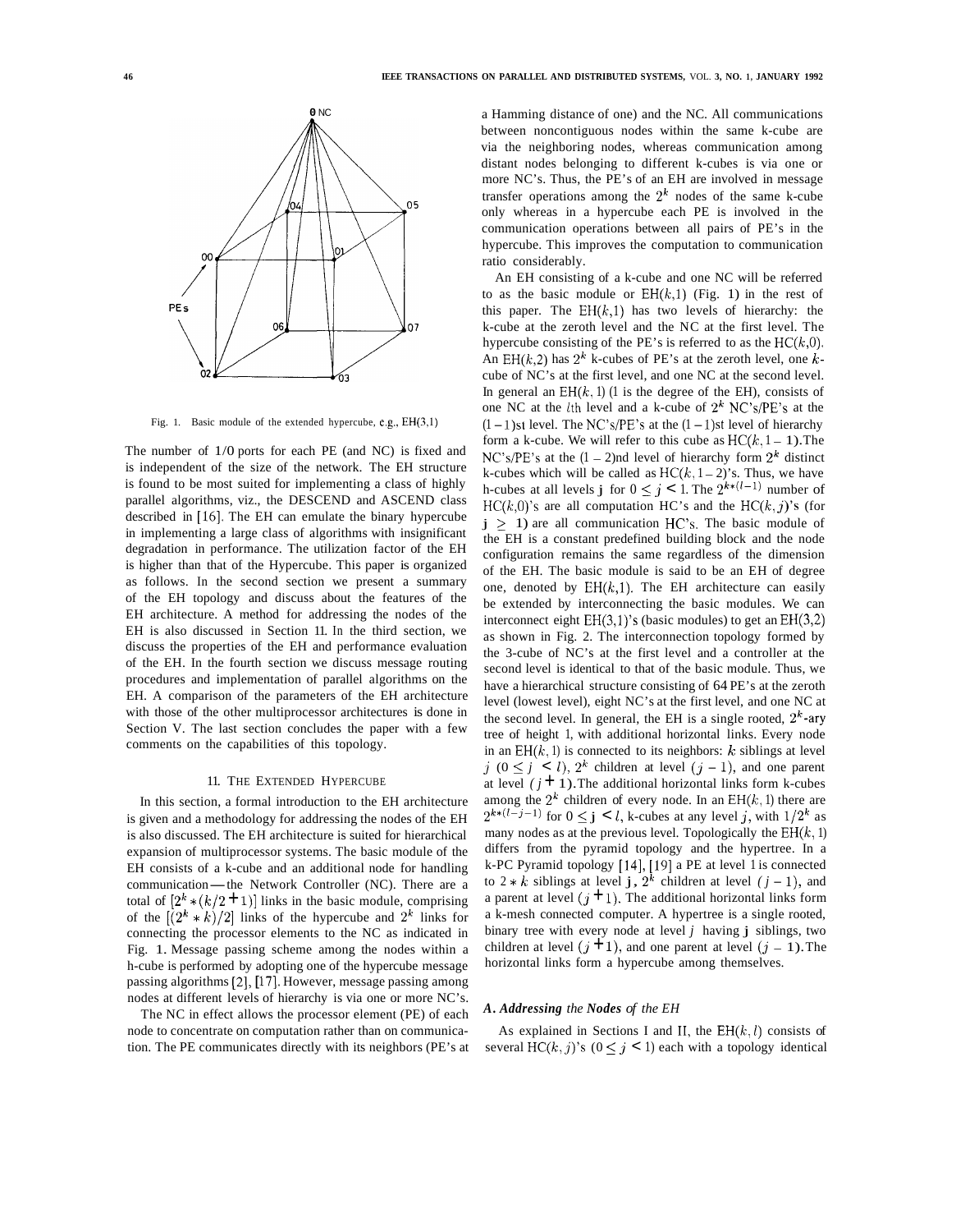Fig. 1. Basic module of the extended hypercube, e.g., EH(3,1)

The number of I/O ports for each PE (and NC) is fixed and is independent of the size of the network. The EH structure is found to be most suited for implementing a class of highly parallel algorithms, viz., the DESCEND and ASCEND class described in [16]. The EH can emulate the binary hypercube in implementing a large class of algorithms with insignificant degradation in performance. The utilization factor of the EH is higher than that of the Hypercube. This paper is organized as follows. In the second section we present a summary of the EH topology and discuss about the features of the EH architecture. A method for addressing the nodes of the EH is also discussed in Section II. In the third section, we discuss the properties of the EH and performance evaluation of the EH. In the fourth section we discuss message routing procedures and implementation of parallel algorithms on the EH. A comparison of the parameters of the EH architecture with those of the other multiprocessor architectures is done in Section V. The last section concludes the paper with a few comments on the capabilities of this topology.

## II. THE EXTENDED HYPERCUBE

In this section, a formal introduction to the EH architecture is given and a methodology for addressing the nodes of the EH is also discussed. The EH architecture is suited for hierarchical expansion of multiprocessor systems. The basic module of the EH consists of a k-cube and an additional node for handling communication—the Network Controller (NC). There are a total of $[2^k * (k/2 + 1)]$ links in the basic module, comprising of the $[(2^k * k)/2]$ links of the hypercube and $2^k$ links for connecting the processor elements to the NC as indicated in Fig. 1. Message passing scheme among the nodes within a h-cube is performed by adopting one of the hypercube message passing algorithms [2], [17]. However, message passing among nodes at different levels of hierarchy is via one or more NC's.

The NC in effect allows the processor element (PE) of each node to concentrate on computation rather than on communication. The PE communicates directly with its neighbors (PE's at a Hamming distance of one) and the NC. All communications between noncontiguous nodes within the same k-cube are via the neighboring nodes, whereas communication among distant nodes belonging to different k-cubes is via one or more NC's. Thus, the PE's of an EH are involved in message transfer operations among the $2^k$ nodes of the same k-cube only whereas in a hypercube each PE is involved in the communication operations between all pairs of PE's in the hypercube. This improves the computation to communication ratio considerably.

An EH consisting of a k-cube and one NC will be referred to as the basic module or EH$(k,1)$ (Fig. 1) in the rest of this paper. The EH$(k,1)$ has two levels of hierarchy: the k-cube at the zeroth level and the NC at the first level. The hypercube consisting of the PE's is referred to as the HC$(k,0)$. An EH$(k,2)$ has $2^k$ k-cubes of PE's at the zeroth level, one $k$-cube of NC's at the first level, and one NC at the second level. In general an EH$(k,l)$ ($l$ is the degree of the EH), consists of one NC at the $l$th level and a k-cube of $2^k$ NC's/PE's at the $(l-1)$st level. The NC's/PE's at the $(l-1)$st level of hierarchy form a k-cube. We will refer to this cube as HC$(k, l-1)$. The NC's/PE's at the $(l-2)$nd level of hierarchy form $2^k$ distinct k-cubes which will be called as HC$(k, l-2)$'s. Thus, we have h-cubes at all levels $j$ for $0 \le j < l$. The $2^{k*(l-1)}$ number of HC$(k,0)$'s are all computation HC's and the HC$(k,j)$'s (for $j \ge 1$) are all communication HC's. The basic module of the EH is a constant predefined building block and the node configuration remains the same regardless of the dimension of the EH. The basic module is said to be an EH of degree one, denoted by EH$(k,1)$. The EH architecture can easily be extended by interconnecting the basic modules. We can interconnect eight EH$(3,1)$'s (basic modules) to get an EH$(3,2)$ as shown in Fig. 2. The interconnection topology formed by the 3-cube of NC's at the first level and a controller at the second level is identical to that of the basic module. Thus, we have a hierarchical structure consisting of 64 PE's at the zeroth level (lowest level), eight NC's at the first level, and one NC at the second level. In general, the EH is a single rooted, $2^k$-ary tree of height $l$, with additional horizontal links. Every node in an EH$(k,l)$ is connected to its neighbors: $k$ siblings at level $j$ $(0 \le j < l)$, $2^k$ children at level $(j-1)$, and one parent at level $(j+1)$. The additional horizontal links form k-cubes among the $2^k$ children of every node. In an EH$(k,l)$ there are $2^{k*(l-j-1)}$ for $0 \le j < l$, k-cubes at any level $j$, with $1/2^k$ as many nodes as at the previous level. Topologically the EH$(k,l)$ differs from the pyramid topology and the hypertree. In a k-PC Pyramid topology [14], [19] a PE at level $l$ is connected to $2*k$ siblings at level $j$, $2^k$ children at level $(j-1)$, and a parent at level $(j+1)$. The additional horizontal links form a k-mesh connected computer. A hypertree is a single rooted, binary tree with every node at level $j$ having $j$ siblings, two children at level $(j+1)$, and one parent at level $(j-1)$. The horizontal links form a hypercube among themselves.

### A. Addressing the Nodes of the EH

As explained in Sections I and II, the EH$(k,l)$ consists of several HC$(k,j)$'s $(0 \le j < l)$ each with a topology identical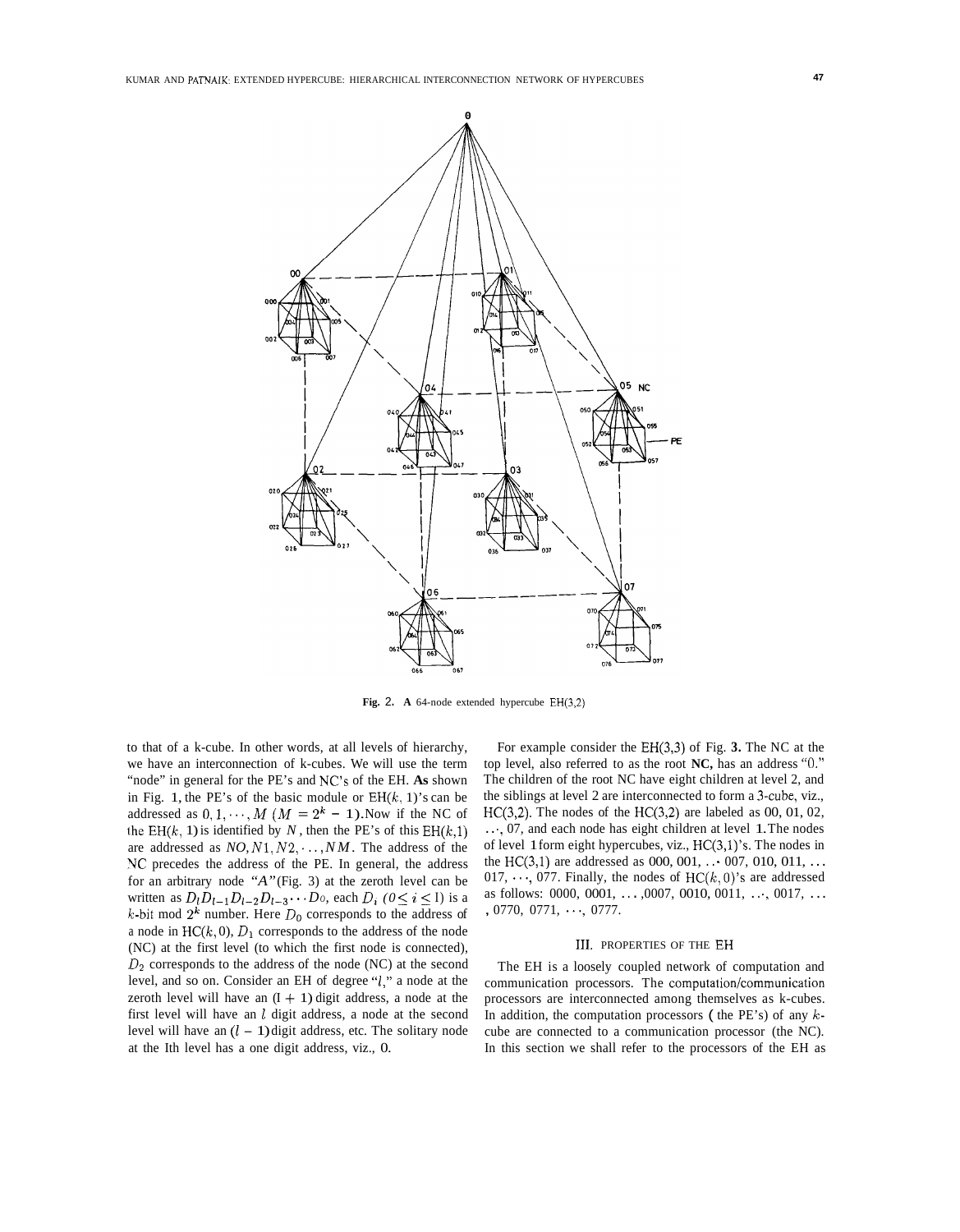Fig. 2. A 64-node extended hypercube EH(3,2)

to that of a k-cube. In other words, at all levels of hierarchy, we have an interconnection of k-cubes. We will use the term "node" in general for the PE's and NC's of the EH. As shown in Fig. 1, the PE's of the basic module or EH($k$, 1)'s can be addressed as $0, 1, \cdots, M$ ($M = 2^k - 1$). Now if the NC of the EH($k$, 1) is identified by $N$, then the PE's of this EH($k$,1) are addressed as $N0, N1, N2, \ldots, NM$. The address of the NC precedes the address of the PE. In general, the address for an arbitrary node "$A$" (Fig. 3) at the zeroth level can be written as $D_l D_{l-1} D_{l-2} D_{l-3} \cdots D_0$, each $D_i$ ($0 \leq i \leq l$) is a $k$-bit mod $2^k$ number. Here $D_0$ corresponds to the address of a node in HC($k$, 0), $D_1$ corresponds to the address of the node (NC) at the first level (to which the first node is connected), $D_2$ corresponds to the address of the node (NC) at the second level, and so on. Consider an EH of degree "$l$," a node at the zeroth level will have an $(l + 1)$ digit address, a node at the first level will have an $l$ digit address, a node at the second level will have an $(l - 1)$ digit address, etc. The solitary node at the $l$th level has a one digit address, viz., 0.

For example consider the EH(3,3) of Fig. 3. The NC at the top level, also referred to as the root NC, has an address "0." The children of the root NC have eight children at level 2, and the siblings at level 2 are interconnected to form a 3-cube, viz., HC(3,2). The nodes of the HC(3,2) are labeled as 00, 01, 02, $\cdots$, 07, and each node has eight children at level 1. The nodes of level 1 form eight hypercubes, viz., HC(3,1)'s. The nodes in the HC(3,1) are addressed as 000, 001, $\cdots$ 007, 010, 011, $\ldots$ 017, $\cdots$, 077. Finally, the nodes of HC($k$, 0)'s are addressed as follows: 0000, 0001, $\ldots$, 0007, 0010, 0011, $\cdots$, 0017, $\ldots$, 0770, 0771, $\cdots$, 0777.

## III. Properties of the EH

The EH is a loosely coupled network of computation and communication processors. The computation/communication processors are interconnected among themselves as k-cubes. In addition, the computation processors (the PE's) of any $k$-cube are connected to a communication processor (the NC). In this section we shall refer to the processors of the EH as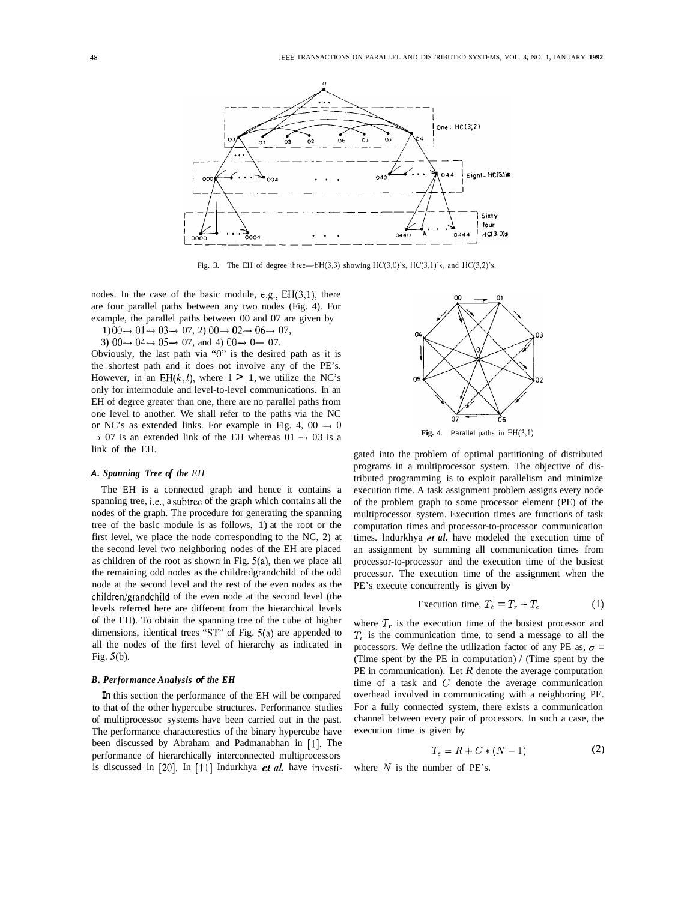Fig. 3. The EH of degree three—EH(3,3) showing HC(3,0)'s, HC(3,1)'s, and HC(3,2)'s.

nodes. In the case of the basic module, e.g., EH(3,1), there are four parallel paths between any two nodes (Fig. 4). For example, the parallel paths between 00 and 07 are given by

1) 00 → 01 → 03 → 07, 2) 00 → 02 → 06 → 07,
**3)** 00 → 04 → 05 → 07, and 4) 00 → 0 → 07.

Obviously, the last path via "0" is the desired path as it is the shortest path and it does not involve any of the PE's. However, in an EH$(k, l)$, where $l > 1$, we utilize the NC's only for intermodule and level-to-level communications. In an EH of degree greater than one, there are no parallel paths from one level to another. We shall refer to the paths via the NC or NC's as extended links. For example in Fig. 4, 00 → 0 → 07 is an extended link of the EH whereas 01 → 03 is a link of the EH.

### *A. Spanning Tree of the EH*

The EH is a connected graph and hence it contains a spanning tree, i.e., a subtree of the graph which contains all the nodes of the graph. The procedure for generating the spanning tree of the basic module is as follows, 1) at the root or the first level, we place the node corresponding to the NC, 2) at the second level two neighboring nodes of the EH are placed as children of the root as shown in Fig. 5(a), then we place all the remaining odd nodes as the childredgrandchild of the odd node at the second level and the rest of the even nodes as the children/grandchild of the even node at the second level (the levels referred here are different from the hierarchical levels of the EH). To obtain the spanning tree of the cube of higher dimensions, identical trees "ST" of Fig. 5(a) are appended to all the nodes of the first level of hierarchy as indicated in Fig. 5(b).

### *B. Performance Analysis of the EH*

In this section the performance of the EH will be compared to that of the other hypercube structures. Performance studies of multiprocessor systems have been carried out in the past. The performance characterestics of the binary hypercube have been discussed by Abraham and Padmanabhan in [1]. The performance of hierarchically interconnected multiprocessors is discussed in [20]. In [11] Indurkhya *et al.* have investigated into the problem of optimal partitioning of distributed programs in a multiprocessor system. The objective of distributed programming is to exploit parallelism and minimize execution time. A task assignment problem assigns every node of the problem graph to some processor element (PE) of the multiprocessor system. Execution times are functions of task computation times and processor-to-processor communication times. Indurkhya *et al.* have modeled the execution time of an assignment by summing all communication times from processor-to-processor and the execution time of the busiest processor. The execution time of the assignment when the PE's execute concurrently is given by

$$\text{Execution time, } T_e = T_r + T_c \tag{1}$$

where $T_r$ is the execution time of the busiest processor and $T_c$ is the communication time, to send a message to all the processors. We define the utilization factor of any PE as, $\sigma$ = (Time spent by the PE in computation) / (Time spent by the PE in communication). Let $R$ denote the average computation time of a task and $C$ denote the average communication overhead involved in communicating with a neighboring PE. For a fully connected system, there exists a communication channel between every pair of processors. In such a case, the execution time is given by

$$T_e = R + C * (N - 1) \tag{2}$$

where $N$ is the number of PE's.

Fig. 4. Parallel paths in EH(3,1)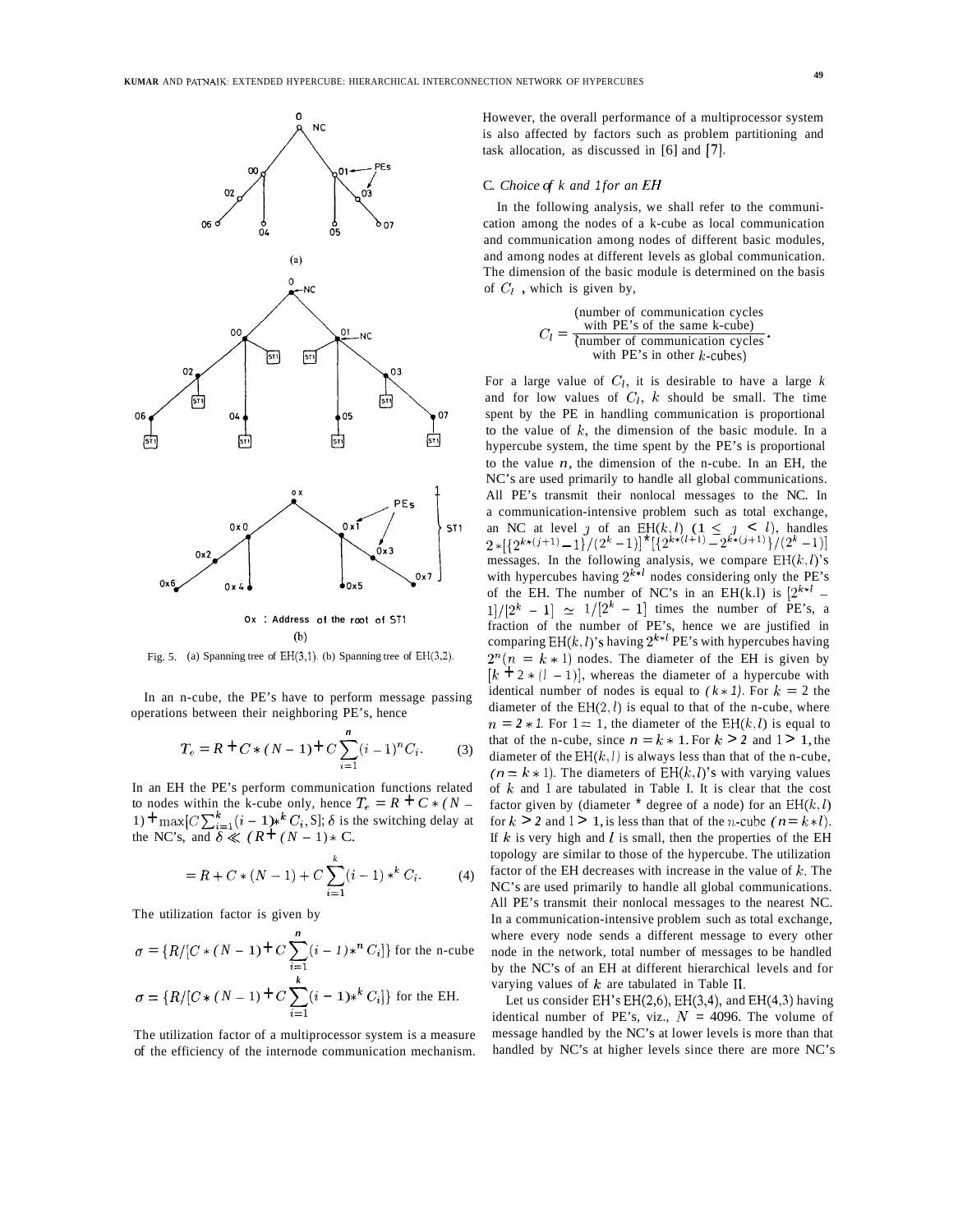Fig. 5. (a) Spanning tree of EH(3,1). (b) Spanning tree of EH(3,2).

In an n-cube, the PE's have to perform message passing operations between their neighboring PE's, hence

$$T_e = R + C*(N-1) + C\sum_{i=1}^{n}(i-1)^n C_i. \qquad (3)$$

In an EH the PE's perform communication functions related to nodes within the k-cube only, hence $T_e = R + C*(N-1) + \max[C\sum_{i=1}^{k}(i-1)*^k C_i, S]$; $\delta$ is the switching delay at the NC's, and $\delta \ll (R + (N-1)*C$.

$$= R + C*(N-1) + C\sum_{i=1}^{k}(i-1)*^k C_i. \qquad (4)$$

The utilization factor is given by

$$\sigma = \{R/[C*(N-1) + C\sum_{i=1}^{n}(i-1)*^n C_i]\} \text{ for the n-cube}$$

$$\sigma = \{R/[C*(N-1) + C\sum_{i=1}^{k}(i-1)*^k C_i]\} \text{ for the EH.}$$

The utilization factor of a multiprocessor system is a measure of the efficiency of the internode communication mechanism. However, the overall performance of a multiprocessor system is also affected by factors such as problem partitioning and task allocation, as discussed in [6] and [7].

### C. *Choice of k and 1 for an EH*

In the following analysis, we shall refer to the communication among the nodes of a k-cube as local communication and communication among nodes of different basic modules, and among nodes at different levels as global communication. The dimension of the basic module is determined on the basis of $C_l$, which is given by,

$$C_l = \frac{\text{(number of communication cycles with PE's of the same k-cube)}}{\text{(number of communication cycles with PE's in other } k\text{-cubes)}}.$$

For a large value of $C_l$, it is desirable to have a large $k$ and for low values of $C_l$, $k$ should be small. The time spent by the PE in handling communication is proportional to the value of $k$, the dimension of the basic module. In a hypercube system, the time spent by the PE's is proportional to the value $n$, the dimension of the n-cube. In an EH, the NC's are used primarily to handle all global communications. All PE's transmit their nonlocal messages to the NC. In a communication-intensive problem such as total exchange, an NC at level $j$ of an EH$(k,l)$ $(1 \leq j < l)$, handles $2*[\{2^{k*(j+1)}-1\}/(2^k-1)]*[\{2^{k*(l+1)}-2^{k*(j+1)}\}/(2^k-1)]$ messages. In the following analysis, we compare EH$(k,l)$'s with hypercubes having $2^{k*l}$ nodes considering only the PE's of the EH. The number of NC's in an EH(k.l) is $[2^{k*l}-1]/[2^k-1] \simeq 1/[2^k-1]$ times the number of PE's, a fraction of the number of PE's, hence we are justified in comparing EH$(k,l)$'s having $2^{k*l}$ PE's with hypercubes having $2^n(n = k*l)$ nodes. The diameter of the EH is given by $[k + 2*(l-1)]$, whereas the diameter of a hypercube with identical number of nodes is equal to $(k*l)$. For $k = 2$ the diameter of the EH$(2,l)$ is equal to that of the n-cube, where $n = 2*l$. For $l = 1$, the diameter of the EH$(k,l)$ is equal to that of the n-cube, since $n = k*1$. For $k > 2$ and $l > 1$, the diameter of the EH$(k,l)$ is always less than that of the n-cube, $(n = k*l)$. The diameters of EH$(k,l)$'s with varying values of $k$ and 1 are tabulated in Table I. It is clear that the cost factor given by (diameter * degree of a node) for an EH$(k,l)$ for $k > 2$ and $l > 1$, is less than that of the $n$-cube $(n = k*l)$. If $k$ is very high and $l$ is small, then the properties of the EH topology are similar to those of the hypercube. The utilization factor of the EH decreases with increase in the value of $k$. The NC's are used primarily to handle all global communications. All PE's transmit their nonlocal messages to the nearest NC. In a communication-intensive problem such as total exchange, where every node sends a different message to every other node in the network, total number of messages to be handled by the NC's of an EH at different hierarchical levels and for varying values of $k$ are tabulated in Table II.

Let us consider EH's EH(2,6), EH(3,4), and EH(4,3) having identical number of PE's, viz., $N$ = 4096. The volume of message handled by the NC's at lower levels is more than that handled by NC's at higher levels since there are more NC's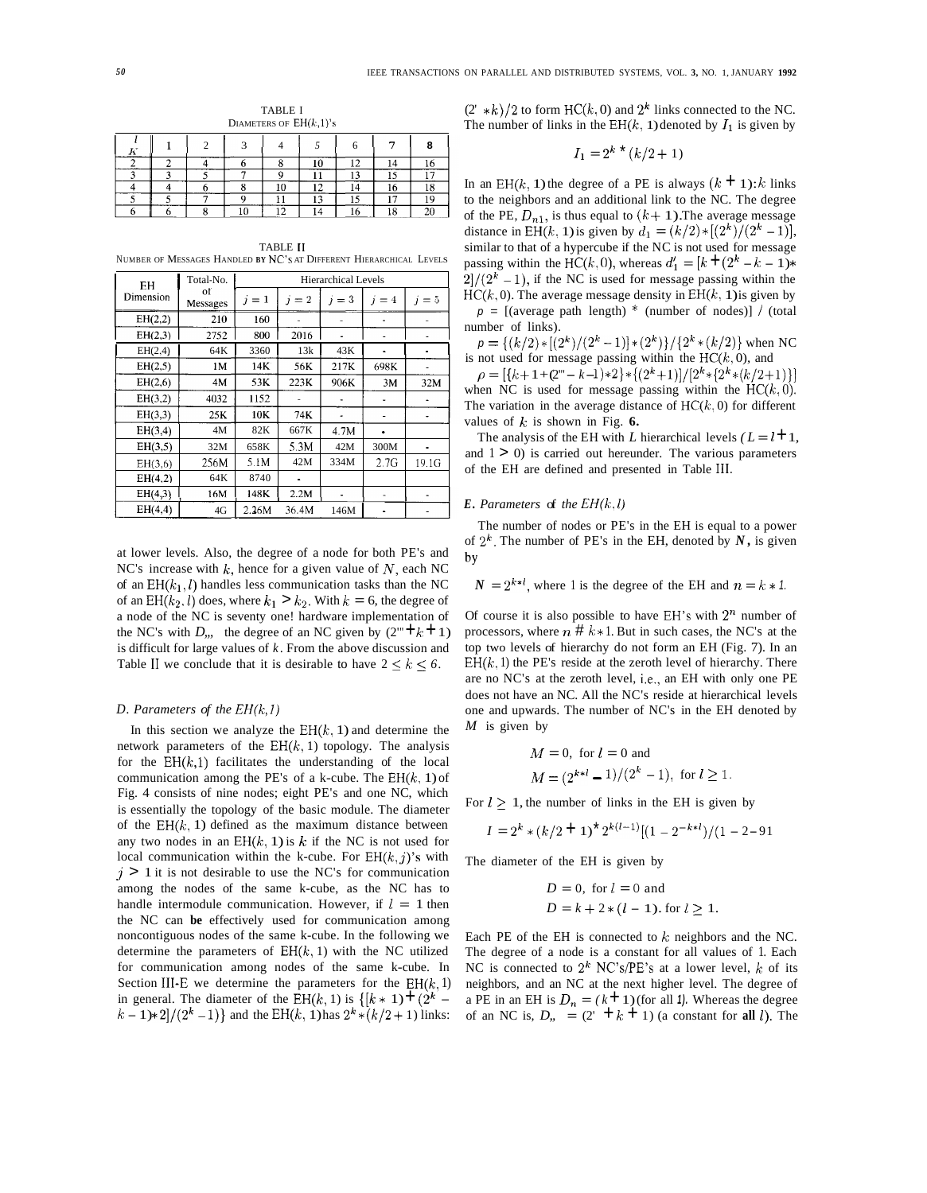TABLE I
DIAMETERS OF EH(k,1)'s

| $l$ / $K$ | 1 | 2 | 3 | 4 | 5 | 6 | 7 | 8 |
|---|---|---|---|---|---|---|---|---|
| 2 | 2 | 4 | 6 | 8 | 10 | 12 | 14 | 16 |
| 3 | 3 | 5 | 7 | 9 | 11 | 13 | 15 | 17 |
| 4 | 4 | 6 | 8 | 10 | 12 | 14 | 16 | 18 |
| 5 | 5 | 7 | 9 | 11 | 13 | 15 | 17 | 19 |
| 6 | 6 | 8 | 10 | 12 | 14 | 16 | 18 | 20 |

TABLE II
NUMBER OF MESSAGES HANDLED BY NC'S AT DIFFERENT HIERARCHICAL LEVELS

| EH Dimension | Total-No. of Messages | Hierarchical Levels | | | | |
|---|---|---|---|---|---|---|
| | | $j = 1$ | $j = 2$ | $j = 3$ | $j = 4$ | $j = 5$ |
| EH(2,2) | 210 | 160 | - | - | - | - |
| EH(2,3) | 2752 | 800 | 2016 | - | - | - |
| EH(2,4) | 64K | 3360 | 13k | 43K | - | - |
| EH(2,5) | 1M | 14K | 56K | 217K | 698K | - |
| EH(2,6) | 4M | 53K | 223K | 906K | 3M | 32M |
| EH(3,2) | 4032 | 1152 | - | - | - | - |
| EH(3,3) | 25K | 10K | 74K | - | - | - |
| EH(3,4) | 4M | 82K | 667K | 4.7M | - | |
| EH(3,5) | 32M | 658K | 5.3M | 42M | 300M | - |
| EH(3,6) | 256M | 5.1M | 42M | 334M | 2.7G | 19.1G |
| EH(4,2) | 64K | 8740 | - | | | |
| EH(4,3) | 16M | 148K | 2.2M | - | - | - |
| EH(4,4) | 4G | 2.26M | 36.4M | 146M | - | - |

at lower levels. Also, the degree of a node for both PE's and NC's increase with $k$, hence for a given value of $N$, each NC of an EH$(k_1, l)$ handles less communication tasks than the NC of an EH$(k_2, l)$ does, where $k_1 > k_2$. With $k = 6$, the degree of a node of the NC is seventy one! hardware implementation of the NC's with $D_{nc}$, the degree of an NC given by $(2^k + k + 1)$ is difficult for large values of $k$. From the above discussion and Table II we conclude that it is desirable to have $2 \leq k \leq 6$.

### *D. Parameters of the EH(k,1)*

In this section we analyze the EH$(k, 1)$ and determine the network parameters of the EH$(k, 1)$ topology. The analysis for the EH$(k,1)$ facilitates the understanding of the local communication among the PE's of a k-cube. The EH$(k, 1)$ of Fig. 4 consists of nine nodes; eight PE's and one NC, which is essentially the topology of the basic module. The diameter of the EH$(k, 1)$ defined as the maximum distance between any two nodes in an EH$(k, 1)$ is $k$ if the NC is not used for local communication within the k-cube. For EH$(k, j)$'s with $j > 1$ it is not desirable to use the NC's for communication among the nodes of the same k-cube, as the NC has to handle intermodule communication. However, if $l = 1$ then the NC can **be** effectively used for communication among noncontiguous nodes of the same k-cube. In the following we determine the parameters of EH$(k, 1)$ with the NC utilized for communication among nodes of the same k-cube. In Section III-E we determine the parameters for the EH$(k, l)$ in general. The diameter of the EH$(k, 1)$ is $\{[k * 1) + (2^k - k - 1) * 2]/(2^k - 1)\}$ and the EH$(k, 1)$ has $2^k * (k/2 + 1)$ links: $(2^k * k)/2$ to form HC$(k, 0)$ and $2^k$ links connected to the NC. The number of links in the EH$(k, 1)$ denoted by $I_1$ is given by

$$I_1 = 2^k * (k/2 + 1)$$

In an EH$(k, 1)$ the degree of a PE is always $(k + 1)$: $k$ links to the neighbors and an additional link to the NC. The degree of the PE, $D_{n1}$, is thus equal to $(k + 1)$. The average message distance in EH$(k, 1)$ is given by $d_1 = (k/2) * [(2^k)/(2^k - 1)]$, similar to that of a hypercube if the NC is not used for message passing within the HC$(k, 0)$, whereas $d_1' = [k + (2^k - k - 1) * 2]/(2^k - 1)$, if the NC is used for message passing within the HC$(k, 0)$. The average message density in EH$(k, 1)$ is given by

$p$ = [(average path length) * (number of nodes)] / (total number of links).

$p = \{(k/2) * [(2^k)/(2^k - 1)] * (2^k)\}/\{2^k * (k/2)\}$ when NC is not used for message passing within the HC$(k, 0)$, and

$\rho = [\{k + 1 + (2^m - k - 1) * 2\} * \{(2^k + 1)\}]/[2^k * \{2^k * (k/2 + 1)\}]$ when NC is used for message passing within the HC$(k, 0)$. The variation in the average distance of HC$(k, 0)$ for different values of $k$ is shown in Fig. **6.**

The analysis of the EH with *L* hierarchical levels $(L = l + 1$, and $1 > 0)$ is carried out hereunder. The various parameters of the EH are defined and presented in Table III.

### *E. Parameters of the EH(k, l)*

The number of nodes or PE's in the EH is equal to a power of $2^k$. The number of PE's in the EH, denoted by $N$, is given by

$$N = 2^{k*l}, \text{ where } l \text{ is the degree of the EH and } n = k * l.$$

Of course it is also possible to have EH's with $2^n$ number of processors, where $n \neq k * l$. But in such cases, the NC's at the top two levels of hierarchy do not form an EH (Fig. 7). In an EH$(k, l)$ the PE's reside at the zeroth level of hierarchy. There are no NC's at the zeroth level, i.e., an EH with only one PE does not have an NC. All the NC's reside at hierarchical levels one and upwards. The number of NC's in the EH denoted by $M$ is given by

$$M = 0, \text{ for } l = 0 \text{ and}$$
$$M = (2^{k*l} - 1)/(2^k - 1), \text{ for } l \geq 1.$$

For $l \geq 1$, the number of links in the EH is given by

$$I = 2^k * (k/2 + 1) * 2^{k(l-1)}[(1 - 2^{-k*l})/(1 - 2-91$$

The diameter of the EH is given by

$$D = 0, \text{ for } l = 0 \text{ and}$$
$$D = k + 2 * (l - 1). \text{ for } l \geq 1.$$

Each PE of the EH is connected to $k$ neighbors and the NC. The degree of a node is a constant for all values of 1. Each NC is connected to $2^k$ NC's/PE's at a lower level, $k$ of its neighbors, and an NC at the next higher level. The degree of a PE in an EH is $D_n = (k + 1)$ (for all *1).* Whereas the degree of an NC is, $D_{nc} = (2^k + k + 1)$ (a constant for **all** $l$). The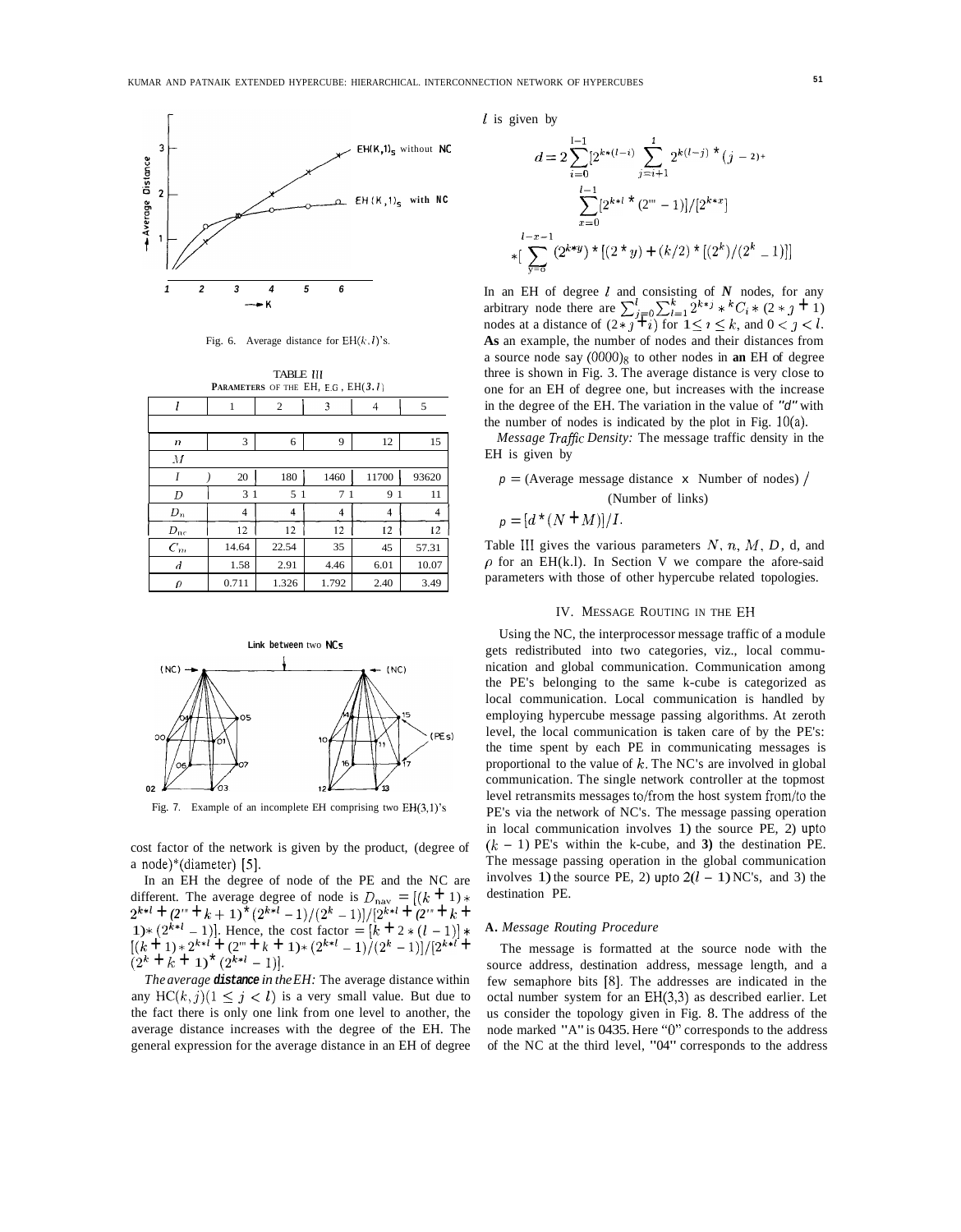Fig. 6. Average distance for $EH(k, l)$'s.

TABLE III
PARAMETERS OF THE EH, E.G., EH(3, l)

| $l$ | 1 | 2 | 3 | 4 | 5 |
|---|---|---|---|---|---|
| | | | | | |
| $n$ | 3 | 6 | 9 | 12 | 15 |
| $M$ | | | | | |
| $I$ | 20 | 180 | 1460 | 11700 | 93620 |
| $D$ | 3 1 | 5 1 | 7 1 | 9 1 | 11 |
| $D_n$ | 4 | 4 | 4 | 4 | 4 |
| $D_{nc}$ | 12 | 12 | 12 | 12 | 12 |
| $C_m$ | 14.64 | 22.54 | 35 | 45 | 57.31 |
| $d$ | 1.58 | 2.91 | 4.46 | 6.01 | 10.07 |
| $\rho$ | 0.711 | 1.326 | 1.792 | 2.40 | 3.49 |

Fig. 7. Example of an incomplete EH comprising two EH(3,1)'s

cost factor of the network is given by the product, (degree of a node)*(diameter) [5].

In an EH the degree of node of the PE and the NC are different. The average degree of node is $D_{nav} = [(k+1) * 2^{k*l} + (2^m + k + 1) * (2^{k*l} - 1)/(2^k - 1)]/[2^{k*l} + (2^m + k + 1) * (2^{k*l} - 1)]$. Hence, the cost factor $= [k + 2 * (l-1)] * [(k+1) * 2^{k*l} + (2^m + k + 1) * (2^{k*l} - 1)/(2^k - 1)]/[2^{k*l} + (2^k + k + 1) * (2^{k*l} - 1)]$.

*The average distance in the EH:* The average distance within any $HC(k, j) (1 \leq j < l)$ is a very small value. But due to the fact there is only one link from one level to another, the average distance increases with the degree of the EH. The general expression for the average distance in an EH of degree $l$ is given by

$$d = 2 \sum_{i=0}^{l-1} [2^{k*(l-i)} \sum_{j=i+1}^{l} 2^{k(l-j)} * (j-2) + \sum_{x=0}^{l-1} [2^{k*l} * (2^m - 1)]/[2^{k*x}] * [\sum_{y=0}^{l-x-1} (2^{k*y}) * [(2*y) + (k/2) * [(2^k)/(2^k - 1)]]$$

In an EH of degree $l$ and consisting of $N$ nodes, for any arbitrary node there are $\sum_{j=0}^{l} \sum_{i=1}^{k} 2^{k*j} * {}^kC_i * (2*j+1)$ nodes at a distance of $(2*j+i)$ for $1 \leq i \leq k$, and $0 < j < l$. **As** an example, the number of nodes and their distances from a source node say $(0000)_8$ to other nodes in **an** EH of degree three is shown in Fig. 3. The average distance is very close to one for an EH of degree one, but increases with the increase in the degree of the EH. The variation in the value of "$d$" with the number of nodes is indicated by the plot in Fig. 10(a).

*Message Traffic Density:* The message traffic density in the EH is given by

$$\rho = (\text{Average message distance} \times \text{Number of nodes}) / (\text{Number of links})$$

$$\rho = [d * (N + M)]/I.$$

Table III gives the various parameters $N$, $n$, $M$, $D$, d, and $\rho$ for an EH(k.l). In Section V we compare the afore-said parameters with those of other hypercube related topologies.

## IV. Message Routing in the EH

Using the NC, the interprocessor message traffic of a module gets redistributed into two categories, viz., local communication and global communication. Communication among the PE's belonging to the same k-cube is categorized as local communication. Local communication is handled by employing hypercube message passing algorithms. At zeroth level, the local communication is taken care of by the PE's: the time spent by each PE in communicating messages is proportional to the value of $k$. The NC's are involved in global communication. The single network controller at the topmost level retransmits messages to/from the host system from/to the PE's via the network of NC's. The message passing operation in local communication involves **1)** the source PE, 2) upto $(k-1)$ PE's within the k-cube, and **3)** the destination PE. The message passing operation in the global communication involves **1)** the source PE, 2) upto $2(l-1)$ NC's, and 3) the destination PE.

### A. *Message Routing Procedure*

The message is formatted at the source node with the source address, destination address, message length, and a few semaphore bits [8]. The addresses are indicated in the octal number system for an EH(3,3) as described earlier. Let us consider the topology given in Fig. 8. The address of the node marked "A" is 0435. Here "0" corresponds to the address of the NC at the third level, "04" corresponds to the address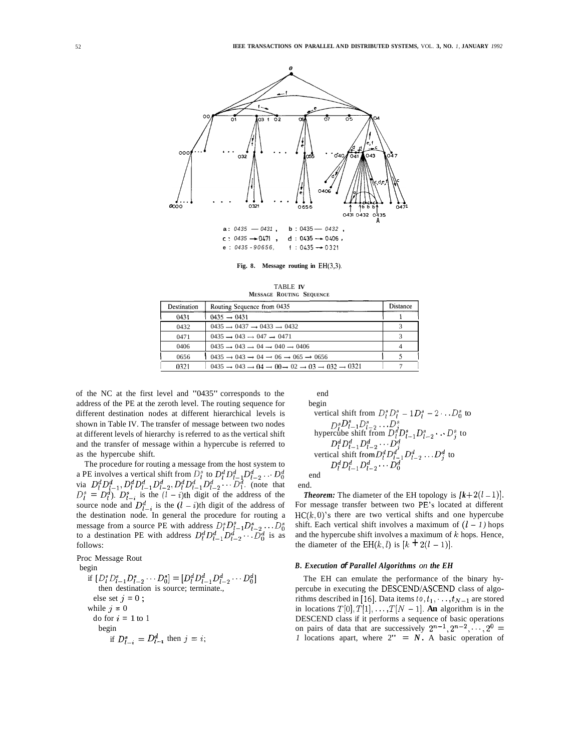a : $0435 — 0431$ , b : $0435 — 0432$ ,
c : $0435 \to 0471$ , d : $0435 \to 0406$ ,
e : $0435 \to 0656$, f : $0435 \to 0321$

**Fig. 8. Message routing in EH(3,3).**

TABLE IV
MESSAGE ROUTING SEQUENCE

| Destination | Routing Sequence from 0435 | Distance |
|---|---|---|
| 0431 | $0435 \to 0431$ | 1 |
| 0432 | $0435 \to 0437 \to 0433 \to 0432$ | 3 |
| 0471 | $0435 \to 043 \to 047 \to 0471$ | 3 |
| 0406 | $0435 \to 043 \to 04 \to 040 \to 0406$ | 4 |
| 0656 | $0435 \to 043 \to 04 \to 06 \to 065 \to 0656$ | 5 |
| 0321 | $0435 \to 043 \to 04 \to 00 \to 02 \to 03 \to 032 \to 0321$ | 7 |

of the NC at the first level and "0435" corresponds to the address of the PE at the zeroth level. The routing sequence for different destination nodes at different hierarchical levels is shown in Table IV. The transfer of message between two nodes at different levels of hierarchy is referred to as the vertical shift and the transfer of message within a hypercube is referred to as the hypercube shift.

The procedure for routing a message from the host system to a PE involves a vertical shift from $D_l^s$ to $D_l^d D_{l-1}^d D_{l-2}^d \cdots D_0^d$ via $D_l^d D_{l-1}^d, D_l^d D_{l-1}^d D_{l-2}^d, D_l^d D_{l-1}^d D_{l-2}^d \cdots D_1^d$. (note that $D_l^s = D_l^d$). $D_{l-i}^s$ is the $(l-i)$th digit of the address of the source node and $D_{l-i}^d$ is the $(l-i)$th digit of the address of the destination node. In general the procedure for routing a message from a source PE with address $D_l^s D_{l-1}^s D_{l-2}^s \ldots D_0^s$ to a destination PE with address $D_l^d D_{l-1}^d D_{l-2}^d \cdots D_0^d$ is as follows:

```
Proc Message Rout
 begin
   if [D_l^s D_{l-1}^s D_{l-2}^s ... D_0^s] = [D_l^d D_{l-1}^d D_{l-2}^d ... D_0^d]
     then destination is source; terminate.,
   else set j = 0 ;
   while j = 0
     do for i = 1 to l
       begin
         if D_{l-i}^s = D_{l-i}^d then j = i;
       end
   begin
     vertical shift from D_l^s D_l^s - 1D_l^s - 2 ... D_0^s to
       D_l^s D_{l-1}^s D_{l-2}^s ... D_j^s
     hypercube shift from D_l^s D_{l-1}^s D_{l-2}^s ... D_j^s to
       D_l^d D_{l-1}^d D_{l-2}^d ... D_j^d
     vertical shift from D_l^d D_{l-1}^d D_{l-2}^d ... D_j^d to
       D_l^d D_{l-1}^d D_{l-2}^d ... D_0^d
   end
 end.
```

***Theorem:*** The diameter of the EH topology is $[k+2(l-1)]$. For message transfer between two PE's located at different HC$(k,0)$'s there are two vertical shifts and one hypercube shift. Each vertical shift involves a maximum of $(l-1)$ hops and the hypercube shift involves a maximum of $k$ hops. Hence, the diameter of the EH$(k,l)$ is $[k+2(l-1)]$.

### *B. Execution of Parallel Algorithms on the EH*

The EH can emulate the performance of the binary hypercube in executing the DESCEND/ASCEND class of algorithms described in [16]. Data items $t_0, t_1, \cdots, t_{N-1}$ are stored in locations $T[0], T[1], \ldots, T[N-1]$. **An** algorithm is in the DESCEND class if it performs a sequence of basic operations on pairs of data that are successively $2^{n-1}, 2^{n-2}, \cdots, 2^0 = 1$ locations apart, where $2^n = N$. A basic operation of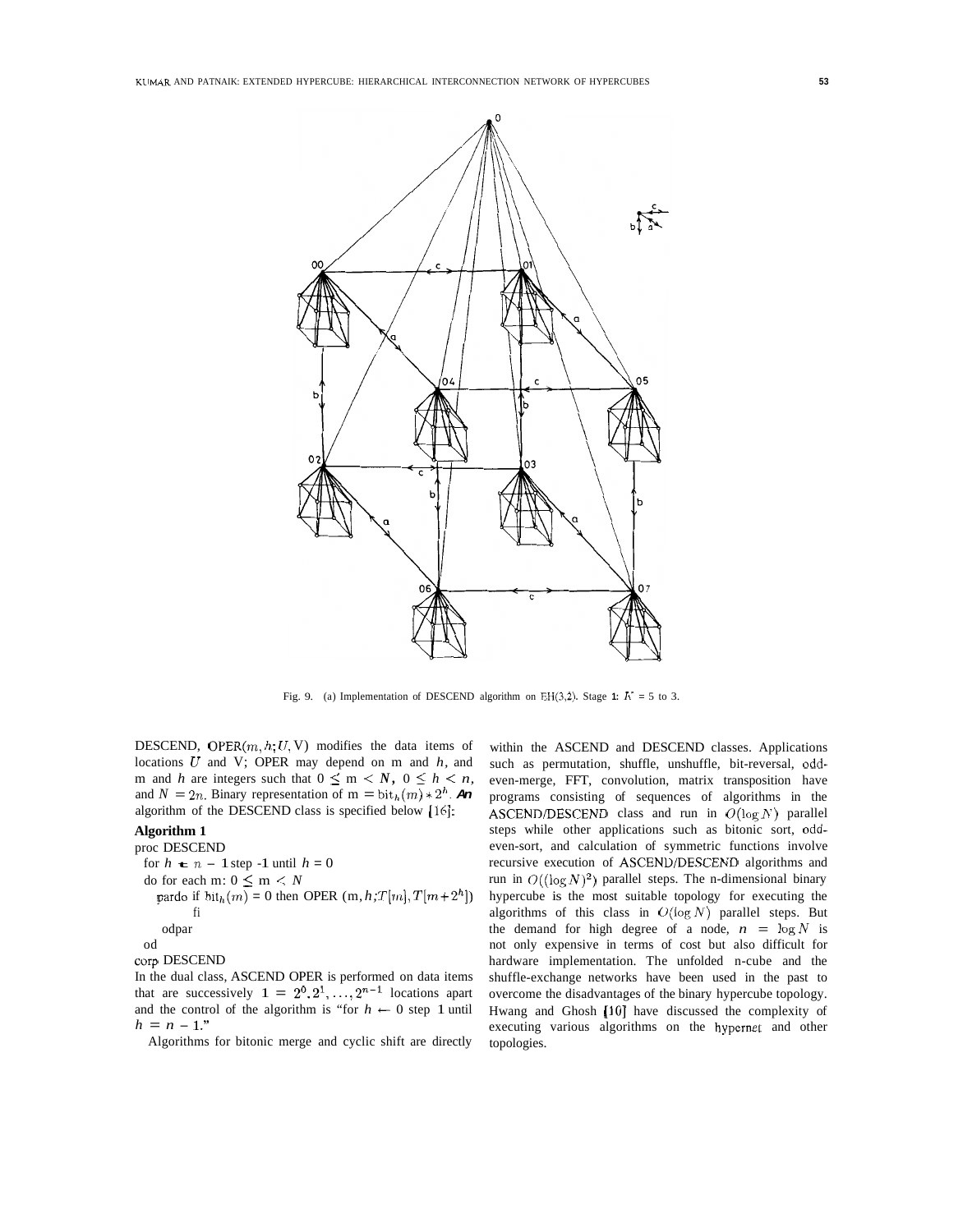Fig. 9. (a) Implementation of DESCEND algorithm on EH(3,2). Stage 1: $K$ = 5 to 3.

DESCEND, $\mathrm{OPER}(m, h; U, V)$ modifies the data items of locations $U$ and V; OPER may depend on m and $h$, and m and $h$ are integers such that $0 \leq m < N$, $0 \leq h < n$, and $N = 2n$. Binary representation of $m = \mathrm{bit}_h(m) * 2^h$. *An* algorithm of the DESCEND class is specified below [16]:

**Algorithm 1**

```
proc DESCEND
  for h ← n − 1 step -1 until h = 0
  do for each m: 0 ≤ m < N
     pardo if bit_h(m) = 0 then OPER (m, h; T[m], T[m + 2^h])
           fi
     odpar
  od
corp DESCEND
```

In the dual class, ASCEND OPER is performed on data items that are successively $1 = 2^0, 2^1, \ldots, 2^{n-1}$ locations apart and the control of the algorithm is "for $h \leftarrow 0$ step 1 until $h = n - 1$."

Algorithms for bitonic merge and cyclic shift are directly within the ASCEND and DESCEND classes. Applications such as permutation, shuffle, unshuffle, bit-reversal, odd-even-merge, FFT, convolution, matrix transposition have programs consisting of sequences of algorithms in the ASCEND/DESCEND class and run in $O(\log N)$ parallel steps while other applications such as bitonic sort, odd-even-sort, and calculation of symmetric functions involve recursive execution of ASCEND/DESCEND algorithms and run in $O((\log N)^2)$ parallel steps. The n-dimensional binary hypercube is the most suitable topology for executing the algorithms of this class in $O(\log N)$ parallel steps. But the demand for high degree of a node, $n = \log N$ is not only expensive in terms of cost but also difficult for hardware implementation. The unfolded n-cube and the shuffle-exchange networks have been used in the past to overcome the disadvantages of the binary hypercube topology. Hwang and Ghosh [10] have discussed the complexity of executing various algorithms on the hypernet and other topologies.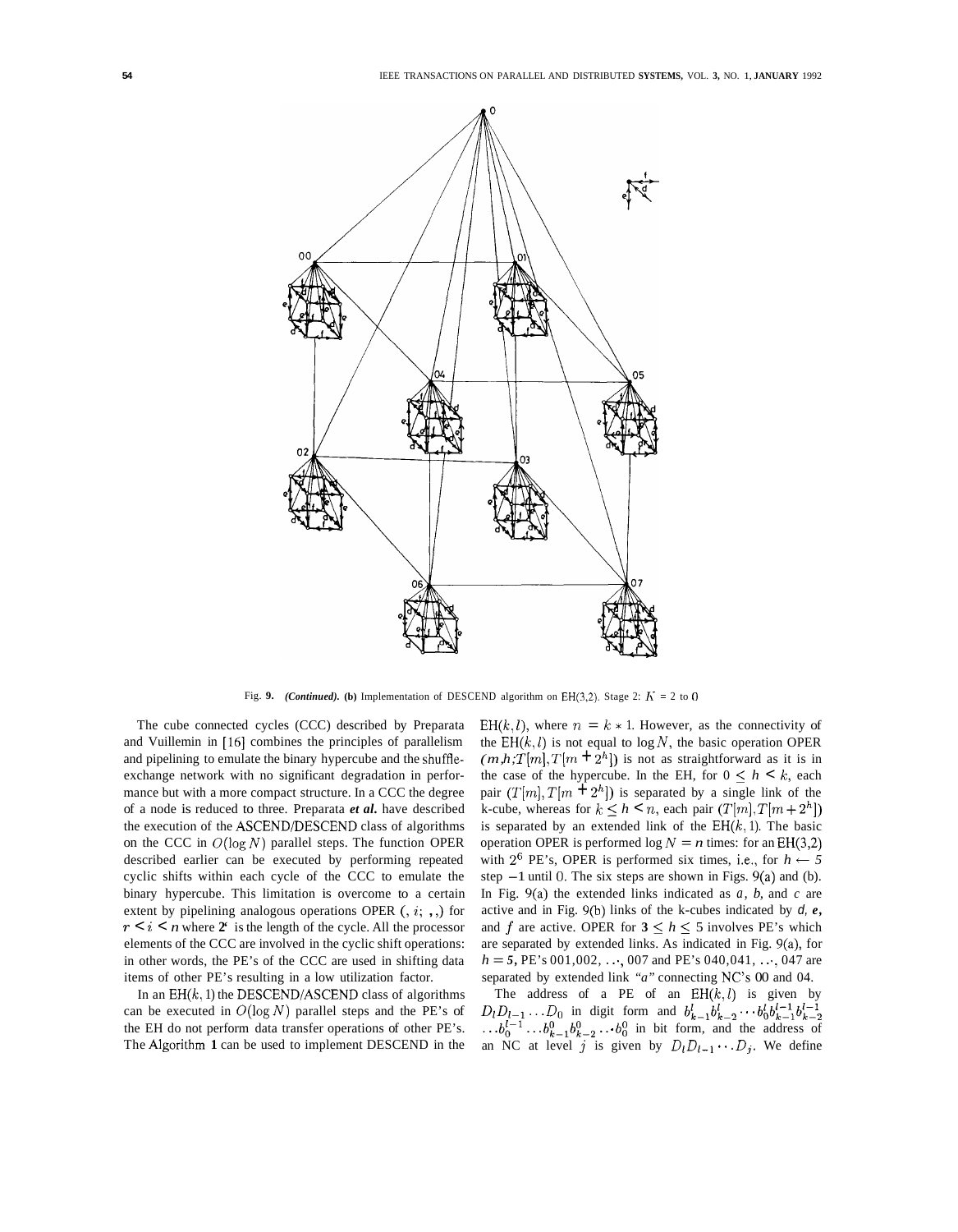Fig. 9. *(Continued).* **(b)** Implementation of DESCEND algorithm on EH(3,2). Stage 2: $K$ = 2 to 0

The cube connected cycles (CCC) described by Preparata and Vuillemin in [16] combines the principles of parallelism and pipelining to emulate the binary hypercube and the shuffle-exchange network with no significant degradation in performance but with a more compact structure. In a CCC the degree of a node is reduced to three. Preparata ***et al.*** have described the execution of the ASCEND/DESCEND class of algorithms on the CCC in $O(\log N)$ parallel steps. The function OPER described earlier can be executed by performing repeated cyclic shifts within each cycle of the CCC to emulate the binary hypercube. This limitation is overcome to a certain extent by pipelining analogous operations OPER $(, i; , ,)$ for $r < i < n$ where $2^{r}$ is the length of the cycle. All the processor elements of the CCC are involved in the cyclic shift operations: in other words, the PE's of the CCC are used in shifting data items of other PE's resulting in a low utilization factor.

In an EH$(k,1)$ the DESCEND/ASCEND class of algorithms can be executed in $O(\log N)$ parallel steps and the PE's of the EH do not perform data transfer operations of other PE's. The Algorithm **1** can be used to implement DESCEND in the EH$(k,l)$, where $n = k * 1$. However, as the connectivity of the EH$(k,l)$ is not equal to $\log N$, the basic operation OPER $(m,h;T[m],T[m+2^h])$ is not as straightforward as it is in the case of the hypercube. In the EH, for $0 \leq h < k$, each pair $(T[m],T[m+2^h])$ is separated by a single link of the k-cube, whereas for $k \leq h < n$, each pair $(T[m],T[m+2^h])$ is separated by an extended link of the EH$(k,1)$. The basic operation OPER is performed $\log N = n$ times: for an EH(3,2) with $2^6$ PE's, OPER is performed six times, i.e., for $h \leftarrow 5$ step $-1$ until 0. The six steps are shown in Figs. 9(a) and (b). In Fig. 9(a) the extended links indicated as $a$, $b$, and $c$ are active and in Fig. 9(b) links of the k-cubes indicated by $d$, $e$, and $f$ are active. OPER for $3 \leq h \leq 5$ involves PE's which are separated by extended links. As indicated in Fig. 9(a), for $h = 5$, PE's 001, 002, $\ldots$, 007 and PE's 040, 041, $\ldots$, 047 are separated by extended link *"a"* connecting NC's 00 and 04.

The address of a PE of an EH$(k,l)$ is given by $D_lD_{l-1}\ldots D_0$ in digit form and $b^l_{k-1}b^l_{k-2}\cdots b^l_0b^{l-1}_{k-1}b^{l-1}_{k-2}\ldots b^{l-1}_0\ldots b^0_{k-1}b^0_{k-2}\cdots b^0_0$ in bit form, and the address of an NC at level $j$ is given by $D_lD_{l-1}\cdots D_j$. We define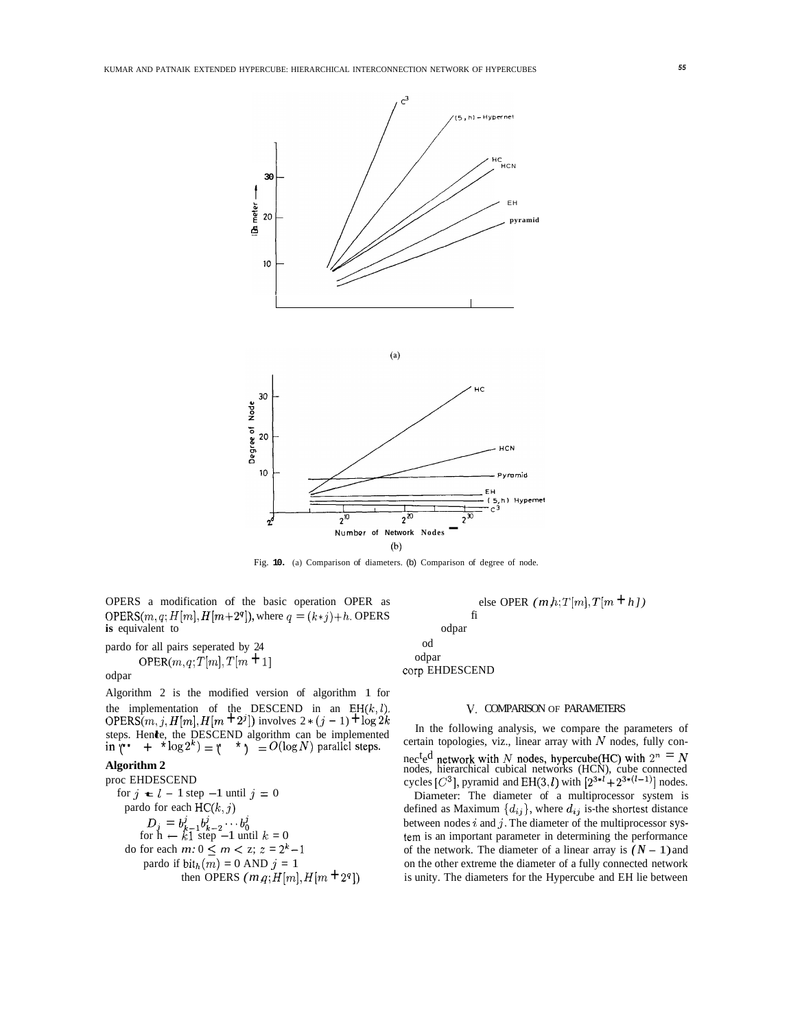Fig. 10. (a) Comparison of diameters. (b) Comparison of degree of node.

OPERS a modification of the basic operation OPER as OPERS$(m, q; H[m], H[m+2^q])$, where $q = (k*j)+h$. OPERS **is** equivalent to

pardo for all pairs seperated by 24
OPER$(m, q; T[m], T[m+1]$
odpar

Algorithm 2 is the modified version of algorithm 1 for the implementation of the DESCEND in an EH$(k, l)$. OPERS$(m, j, H[m], H[m+2^j])$ involves $2*(j-1)+\log 2k$ steps. Hence, the DESCEND algorithm can be implemented in $(\cdot\cdot + *\log 2^k) = ( * ) = O(\log N)$ parallel steps.

**Algorithm 2**

```
proc EHDESCEND
  for j ← l − 1 step −1 until j = 0
    pardo for each HC(k, j)
        D_j = b^j_{k-1} b^j_{k-2} ··· b^j_0
        for h ← k1 step −1 until k = 0
    do for each m: 0 ≤ m < z; z = 2^k − 1
        pardo if bit_h(m) = 0 AND j = 1
              then OPERS (m,q; H[m], H[m + 2^q])
              else OPER (m,h; T[m], T[m + h])
            fi
        odpar
    od
  odpar
corp EHDESCEND
```

## V. COMPARISON OF PARAMETERS

In the following analysis, we compare the parameters of certain topologies, viz., linear array with $N$ nodes, fully connected network with $N$ nodes, hypercube(HC) with $2^n = N$ nodes, hierarchical cubical networks (HCN), cube connected cycles $[C^3]$, pyramid and EH$(3, l)$ with $[2^{3*l} + 2^{3*(l-1)}]$ nodes.

Diameter: The diameter of a multiprocessor system is defined as Maximum $\{d_{ij}\}$, where $d_{ij}$ is-the shortest distance between nodes $i$ and $j$. The diameter of the multiprocessor system is an important parameter in determining the performance of the network. The diameter of a linear array is $(N-1)$ and on the other extreme the diameter of a fully connected network is unity. The diameters for the Hypercube and EH lie between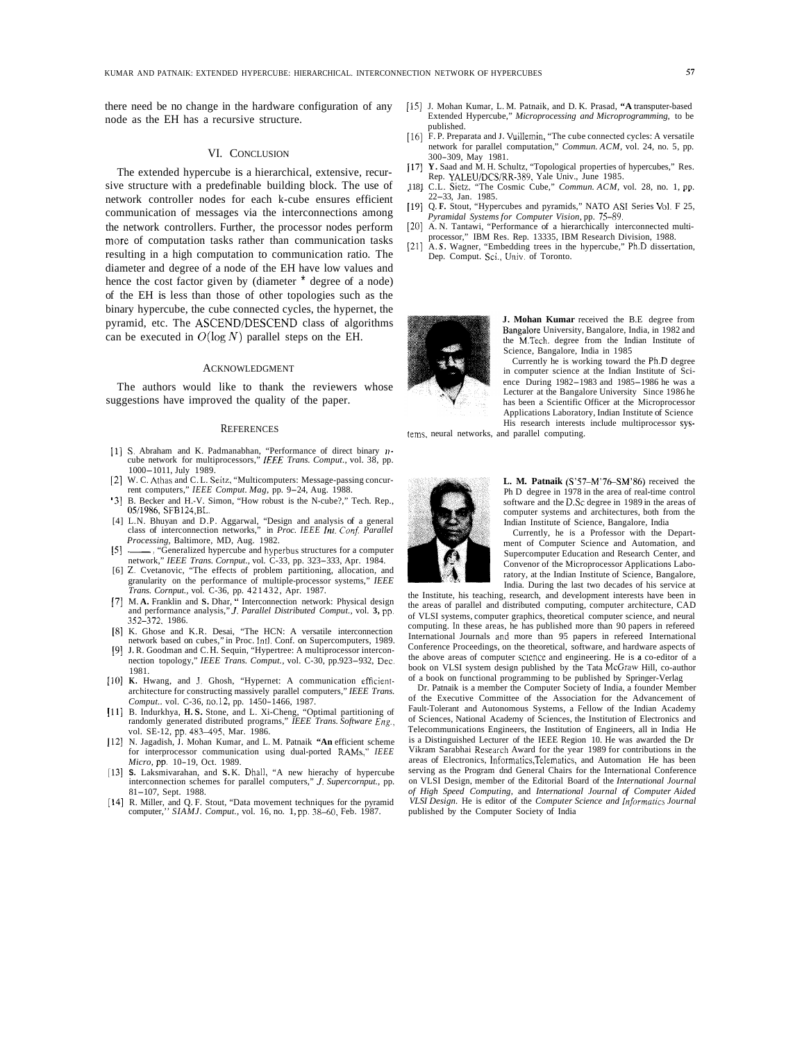there need be no change in the hardware configuration of any node as the EH has a recursive structure.

## VI. Conclusion

The extended hypercube is a hierarchical, extensive, recursive structure with a predefinable building block. The use of network controller nodes for each k-cube ensures efficient communication of messages via the interconnections among the network controllers. Further, the processor nodes perform more of computation tasks rather than communication tasks resulting in a high computation to communication ratio. The diameter and degree of a node of the EH have low values and hence the cost factor given by (diameter * degree of a node) of the EH is less than those of other topologies such as the binary hypercube, the cube connected cycles, the hypernet, the pyramid, etc. The ASCEND/DESCEND class of algorithms can be executed in $O(\log N)$ parallel steps on the EH.

## Acknowledgment

The authors would like to thank the reviewers whose suggestions have improved the quality of the paper.

## References

[1] S. Abraham and K. Padmanabhan, "Performance of direct binary $n$-cube network for multiprocessors," *IEEE Trans. Comput.*, vol. 38, pp. 1000–1011, July 1989.

[2] W. C. Athas and C. L. Seitz, "Multicomputers: Message-passing concurrent computers," *IEEE Comput. Mag*, pp. 9–24, Aug. 1988.

[3] B. Becker and H.-V. Simon, "How robust is the N-cube?," Tech. Rep., 05/1986, SFB124,BL.

[4] L.N. Bhuyan and D.P. Aggarwal, "Design and analysis of a general class of interconnection networks," in *Proc. IEEE Int. Conf. Parallel Processing*, Baltimore, MD, Aug. 1982.

[5] ——, "Generalized hypercube and hyperbus structures for a computer network," *IEEE Trans. Comput.*, vol. C-33, pp. 323–333, Apr. 1984.

[6] Z. Cvetanovic, "The effects of problem partitioning, allocation, and granularity on the performance of multiple-processor systems," *IEEE Trans. Comput.*, vol. C-36, pp. 421432, Apr. 1987.

[7] M. A. Franklin and S. Dhar, " Interconnection network: Physical design and performance analysis," *J. Parallel Distributed Comput.*, vol. 3, pp. 352–372, 1986.

[8] K. Ghose and K.R. Desai, "The HCN: A versatile interconnection network based on cubes," in Proc. Intl. Conf. on Supercomputers, 1989.

[9] J. R. Goodman and C. H. Sequin, "Hypertree: A multiprocessor interconnection topology," *IEEE Trans. Comput.*, vol. C-30, pp.923–932, Dec. 1981.

[10] K. Hwang, and J. Ghosh, "Hypernet: A communication efficient-architecture for constructing massively parallel computers," *IEEE Trans. Comput.*. vol. C-36, no.12, pp. 1450–1466, 1987.

[11] B. Indurkhya, H. S. Stone, and L. Xi-Cheng, "Optimal partitioning of randomly generated distributed programs," *IEEE Trans. Software Eng.*, vol. SE-12, pp. 483–495, Mar. 1986.

[12] N. Jagadish, J. Mohan Kumar, and L. M. Patnaik "An efficient scheme for interprocessor communication using dual-ported RAMs," *IEEE Micro*, pp. 10–19, Oct. 1989.

[13] S. Laksmivarahan, and S. K. Dhall, "A new hierachy of hypercube interconnection schemes for parallel computers," *J. Supercomput.*, pp. 81–107, Sept. 1988.

[14] R. Miller, and Q. F. Stout, "Data movement techniques for the pyramid computer," *SIAMJ. Comput.*, vol. 16, no. 1, pp. 38–60, Feb. 1987.

[15] J. Mohan Kumar, L. M. Patnaik, and D. K. Prasad, "A transputer-based Extended Hypercube," *Microprocessing and Microprogramming*, to be published.

[16] F. P. Preparata and J. Vuillemin, "The cube connected cycles: A versatile network for parallel computation," *Commun. ACM*, vol. 24, no. 5, pp. 300–309, May 1981.

[17] Y. Saad and M. H. Schultz, "Topological properties of hypercubes," Res. Rep. YALEU/DCS/RR-389, Yale Univ., June 1985.

[18] C.L. Sietz, "The Cosmic Cube," *Commun. ACM*, vol. 28, no. 1, pp. 22–33, Jan. 1985.

[19] Q. F. Stout, "Hypercubes and pyramids," NATO ASI Series Vol. F 25, *Pyramidal Systems for Computer Vision*, pp. 75–89.

[20] A. N. Tantawi, "Performance of a hierarchically interconnected multiprocessor," IBM Res. Rep. 13335, IBM Research Division, 1988.

[21] A. S. Wagner, "Embedding trees in the hypercube," Ph.D dissertation, Dep. Comput. Sci., Univ. of Toronto.

**J. Mohan Kumar** received the B.E degree from Bangalore University, Bangalore, India, in 1982 and the M.Tech. degree from the Indian Institute of Science, Bangalore, India in 1985

Currently he is working toward the Ph.D degree in computer science at the Indian Institute of Science During 1982–1983 and 1985–1986 he was a Lecturer at the Bangalore University Since 1986 he has been a Scientific Officer at the Microprocessor Applications Laboratory, Indian Institute of Science His research interests include multiprocessor systems, neural networks, and parallel computing.

**L. M. Patnaik** (S'57–M'76–SM'86) received the Ph D degree in 1978 in the area of real-time control software and the D.Sc degree in 1989 in the areas of computer systems and architectures, both from the Indian Institute of Science, Bangalore, India

Currently, he is a Professor with the Department of Computer Science and Automation, and Supercomputer Education and Research Center, and Convenor of the Microprocessor Applications Laboratory, at the Indian Institute of Science, Bangalore, India. During the last two decades of his service at the Institute, his teaching, research, and development interests have been in the areas of parallel and distributed computing, computer architecture, CAD of VLSI systems, computer graphics, theoretical computer science, and neural computing. In these areas, he has published more than 90 papers in refereed International Journals and more than 95 papers in refereed International Conference Proceedings, on the theoretical, software, and hardware aspects of the above areas of computer science and engineering. He is a co-editor of a book on VLSI system design published by the Tata McGraw Hill, co-author of a book on functional programming to be published by Springer-Verlag

Dr. Patnaik is a member the Computer Society of India, a founder Member of the Executive Committee of the Association for the Advancement of Fault-Tolerant and Autonomous Systems, a Fellow of the Indian Academy of Sciences, National Academy of Sciences, the Institution of Electronics and Telecommunications Engineers, the Institution of Engineers, all in India He is a Distinguished Lecturer of the IEEE Region 10. He was awarded the Dr Vikram Sarabhai Research Award for the year 1989 for contributions in the areas of Electronics, Informatics,Telematics, and Automation He has been serving as the Program dnd General Chairs for the International Conference on VLSI Design, member of the Editorial Board of the *International Journal of High Speed Computing*, and *International Journal of Computer Aided VLSI Design*. He is editor of the *Computer Science and Informatics Journal* published by the Computer Society of India